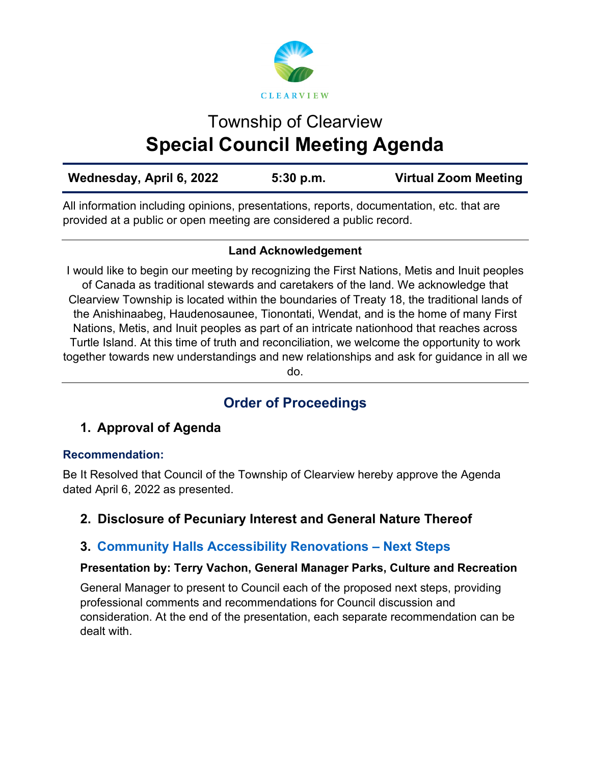CLEARVIEW

# Township of Clearview
# Special Council Meeting Agenda

| Wednesday, April 6, 2022 | 5:30 p.m. | Virtual Zoom Meeting |
|---|---|---|

All information including opinions, presentations, reports, documentation, etc. that are provided at a public or open meeting are considered a public record.

**Land Acknowledgement**

I would like to begin our meeting by recognizing the First Nations, Metis and Inuit peoples of Canada as traditional stewards and caretakers of the land. We acknowledge that Clearview Township is located within the boundaries of Treaty 18, the traditional lands of the Anishinaabeg, Haudenosaunee, Tionontati, Wendat, and is the home of many First Nations, Metis, and Inuit peoples as part of an intricate nationhood that reaches across Turtle Island. At this time of truth and reconciliation, we welcome the opportunity to work together towards new understandings and new relationships and ask for guidance in all we do.

## Order of Proceedings

### 1. Approval of Agenda

**Recommendation:**

Be It Resolved that Council of the Township of Clearview hereby approve the Agenda dated April 6, 2022 as presented.

### 2. Disclosure of Pecuniary Interest and General Nature Thereof

### 3. Community Halls Accessibility Renovations – Next Steps

**Presentation by: Terry Vachon, General Manager Parks, Culture and Recreation**

General Manager to present to Council each of the proposed next steps, providing professional comments and recommendations for Council discussion and consideration. At the end of the presentation, each separate recommendation can be dealt with.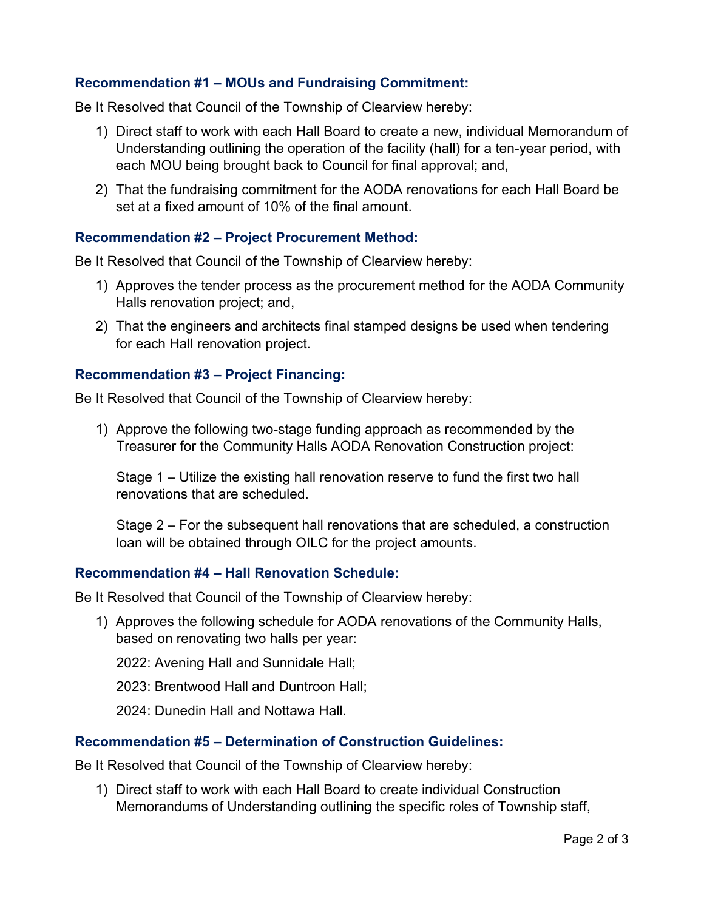### Recommendation #1 – MOUs and Fundraising Commitment:

Be It Resolved that Council of the Township of Clearview hereby:

1) Direct staff to work with each Hall Board to create a new, individual Memorandum of Understanding outlining the operation of the facility (hall) for a ten-year period, with each MOU being brought back to Council for final approval; and,
2) That the fundraising commitment for the AODA renovations for each Hall Board be set at a fixed amount of 10% of the final amount.

### Recommendation #2 – Project Procurement Method:

Be It Resolved that Council of the Township of Clearview hereby:

1) Approves the tender process as the procurement method for the AODA Community Halls renovation project; and,
2) That the engineers and architects final stamped designs be used when tendering for each Hall renovation project.

### Recommendation #3 – Project Financing:

Be It Resolved that Council of the Township of Clearview hereby:

1) Approve the following two-stage funding approach as recommended by the Treasurer for the Community Halls AODA Renovation Construction project:

   Stage 1 – Utilize the existing hall renovation reserve to fund the first two hall renovations that are scheduled.

   Stage 2 – For the subsequent hall renovations that are scheduled, a construction loan will be obtained through OILC for the project amounts.

### Recommendation #4 – Hall Renovation Schedule:

Be It Resolved that Council of the Township of Clearview hereby:

1) Approves the following schedule for AODA renovations of the Community Halls, based on renovating two halls per year:

   2022: Avening Hall and Sunnidale Hall;

   2023: Brentwood Hall and Duntroon Hall;

   2024: Dunedin Hall and Nottawa Hall.

### Recommendation #5 – Determination of Construction Guidelines:

Be It Resolved that Council of the Township of Clearview hereby:

1) Direct staff to work with each Hall Board to create individual Construction Memorandums of Understanding outlining the specific roles of Township staff,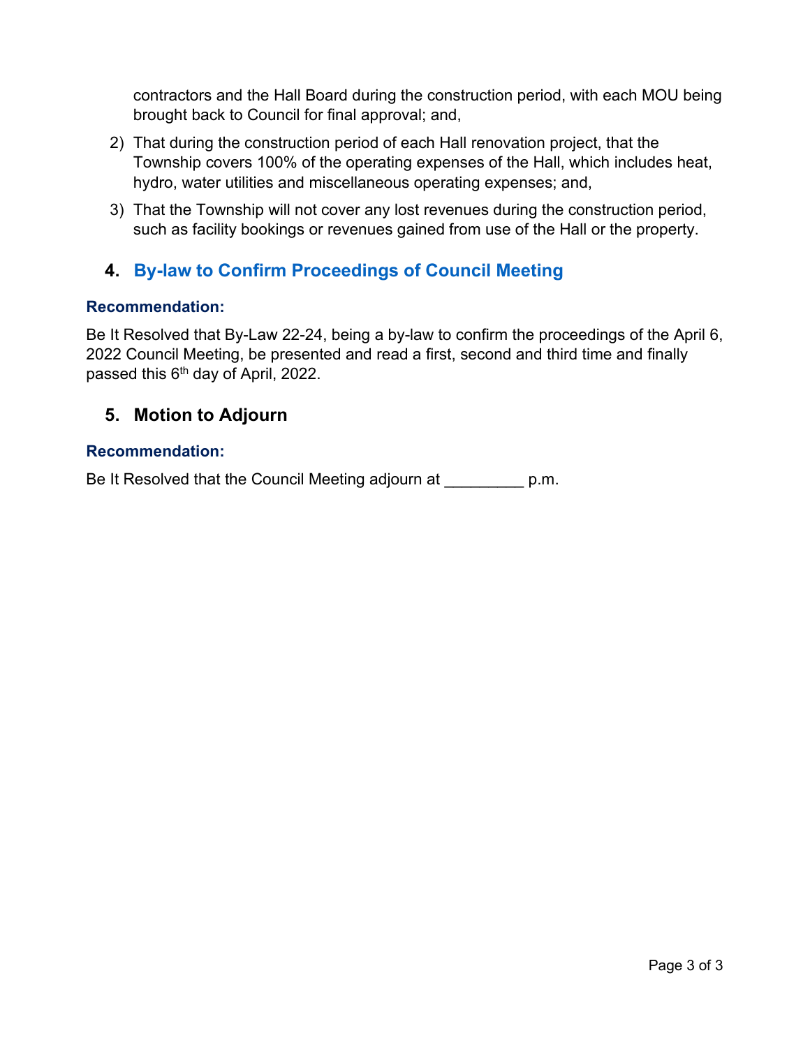contractors and the Hall Board during the construction period, with each MOU being brought back to Council for final approval; and,

2) That during the construction period of each Hall renovation project, that the Township covers 100% of the operating expenses of the Hall, which includes heat, hydro, water utilities and miscellaneous operating expenses; and,

3) That the Township will not cover any lost revenues during the construction period, such as facility bookings or revenues gained from use of the Hall or the property.

## 4. By-law to Confirm Proceedings of Council Meeting

**Recommendation:**

Be It Resolved that By-Law 22-24, being a by-law to confirm the proceedings of the April 6, 2022 Council Meeting, be presented and read a first, second and third time and finally passed this 6th day of April, 2022.

## 5. Motion to Adjourn

**Recommendation:**

Be It Resolved that the Council Meeting adjourn at _________ p.m.